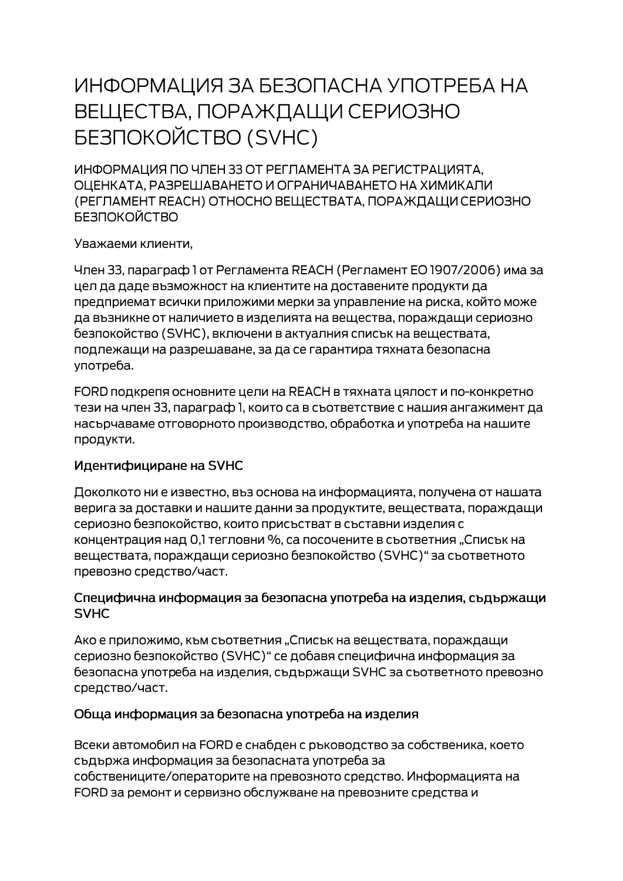# ИНФОРМАЦИЯ ЗА БЕЗОПАСНА УПОТРЕБА НА ВЕЩЕСТВА, ПОРАЖДАЩИ СЕРИОЗНО БЕЗПОКОЙСТВО (SVHC)

ИНФОРМАЦИЯ ПО ЧЛЕН 33 ОТ РЕГЛАМЕНТА ЗА РЕГИСТРАЦИЯТА, ОЦЕНКАТА, РАЗРЕШАВАНЕТО И ОГРАНИЧАВАНЕТО НА ХИМИКАЛИ (РЕГЛАМЕНТ REACH) ОТНОСНО ВЕЩЕСТВАТА, ПОРАЖДАЩИ СЕРИОЗНО БЕЗПОКОЙСТВО

Уважаеми клиенти,

Член 33, параграф 1 от Регламента REACH (Регламент ЕО 1907/2006) има за цел да даде възможност на клиентите на доставените продукти да предприемат всички приложими мерки за управление на риска, който може да възникне от наличието в изделията на вещества, пораждащи сериозно безпокойство (SVHC), включени в актуалния списък на веществата, подлежащи на разрешаване, за да се гарантира тяхната безопасна употреба.

FORD подкрепя основните цели на REACH в тяхната цялост и по-конкретно тези на член 33, параграф 1, които са в съответствие с нашия ангажимент да насърчаваме отговорното производство, обработка и употреба на нашите продукти.

### Идентифициране на SVHC

Доколкото ни е известно, въз основа на информацията, получена от нашата верига за доставки и нашите данни за продуктите, веществата, пораждащи сериозно безпокойство, които присъстват в съставни изделия с концентрация над 0,1 тегловни %, са посочените в съответния „Списък на веществата, пораждащи сериозно безпокойство (SVHC)“ за съответното превозно средство/част.

### Специфична информация за безопасна употреба на изделия, съдържащи SVHC

Ако е приложимо, към съответния „Списък на веществата, пораждащи сериозно безпокойство (SVHC)“ се добавя специфична информация за безопасна употреба на изделия, съдържащи SVHC за съответното превозно средство/част.

### Обща информация за безопасна употреба на изделия

Всеки автомобил на FORD е снабден с ръководство за собственика, което съдържа информация за безопасната употреба за собствениците/операторите на превозното средство. Информацията на FORD за ремонт и сервизно обслужване на превозните средства и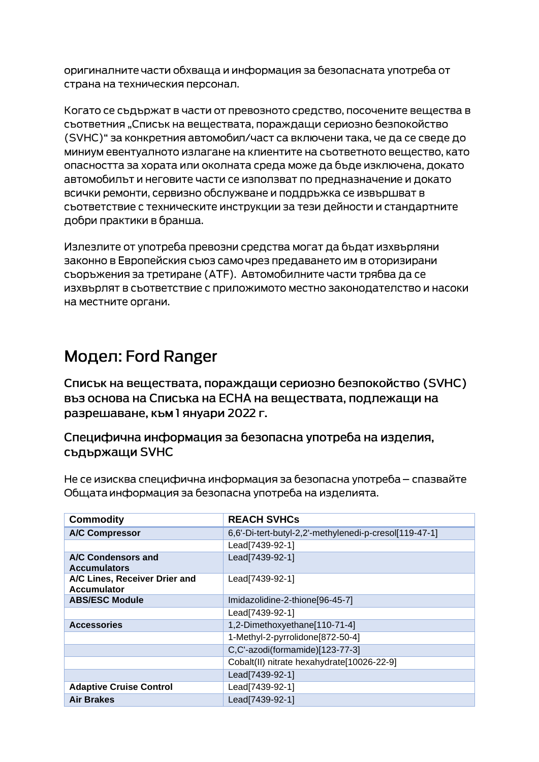оригиналните части обхваща и информация за безопасната употреба от страна на техническия персонал.

Когато се съдържат в части от превозното средство, посочените вещества в съответния „Списък на веществата, пораждащи сериозно безпокойство (SVHC)“ за конкретния автомобил/част са включени така, че да се сведе до миниум евентуалното излагане на клиентите на съответното вещество, като опасността за хората или околната среда може да бъде изключена, докато автомобилът и неговите части се използват по предназначение и докато всички ремонти, сервизно обслужване и поддръжка се извършват в съответствие с техническите инструкции за тези дейности и стандартните добри практики в бранша.

Излезлите от употреба превозни средства могат да бъдат изхвърляни законно в Европейския съюз само чрез предаването им в оторизирани съоръжения за третиране (ATF). Автомобилните части трябва да се изхвърлят в съответствие с приложимото местно законодателство и насоки на местните органи.

# Модел: Ford Ranger

## Списък на веществата, пораждащи сериозно безпокойство (SVHC) въз основа на Списъка на ECHA на веществата, подлежащи на разрешаване, към 1 януари 2022 г.

### Специфична информация за безопасна употреба на изделия, съдържащи SVHC

Не се изисква специфична информация за безопасна употреба – спазвайте Общата информация за безопасна употреба на изделията.

| Commodity | REACH SVHCs |
| --- | --- |
| **A/C Compressor** | 6,6'-Di-tert-butyl-2,2'-methylenedi-p-cresol[119-47-1] |
| | Lead[7439-92-1] |
| **A/C Condensors and Accumulators** | Lead[7439-92-1] |
| **A/C Lines, Receiver Drier and Accumulator** | Lead[7439-92-1] |
| **ABS/ESC Module** | Imidazolidine-2-thione[96-45-7] |
| | Lead[7439-92-1] |
| **Accessories** | 1,2-Dimethoxyethane[110-71-4] |
| | 1-Methyl-2-pyrrolidone[872-50-4] |
| | C,C'-azodi(formamide)[123-77-3] |
| | Cobalt(II) nitrate hexahydrate[10026-22-9] |
| | Lead[7439-92-1] |
| **Adaptive Cruise Control** | Lead[7439-92-1] |
| **Air Brakes** | Lead[7439-92-1] |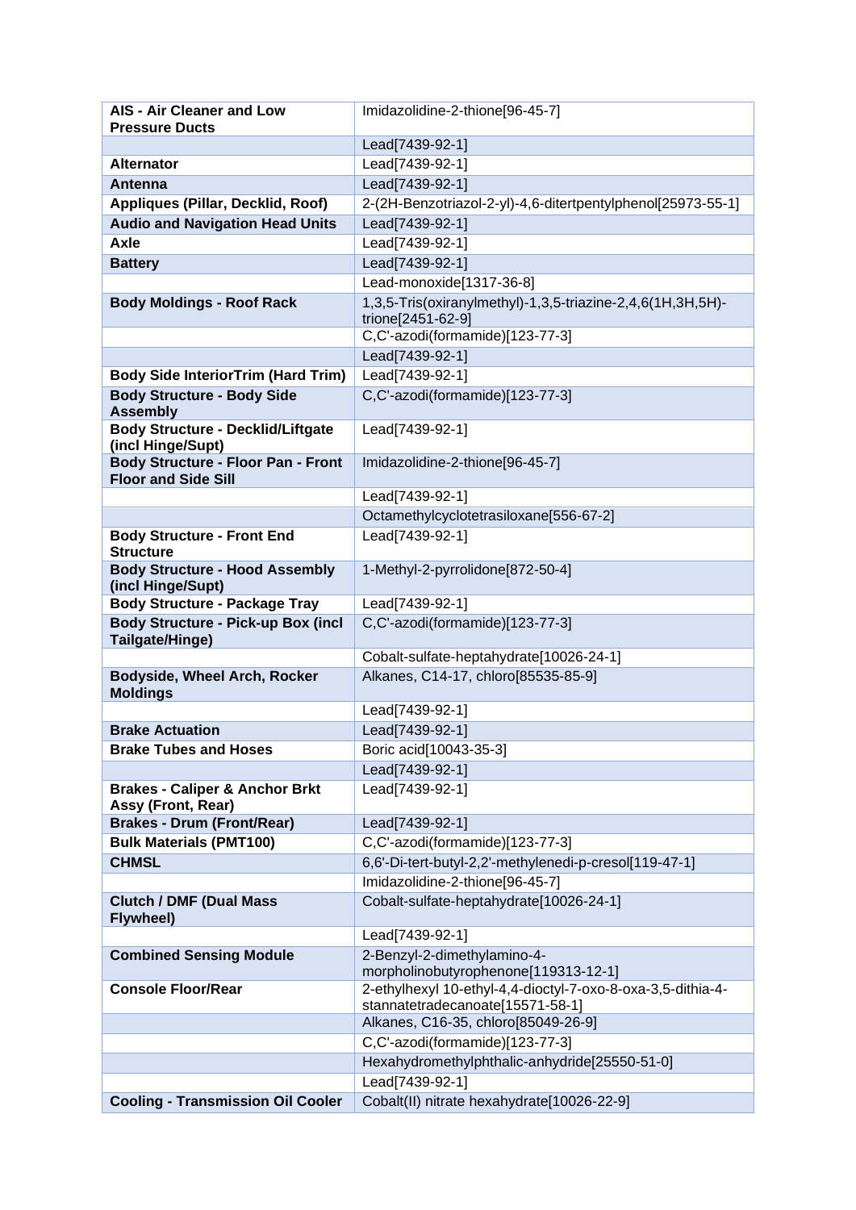| | |
|---|---|
| **AIS - Air Cleaner and Low Pressure Ducts** | Imidazolidine-2-thione[96-45-7] |
| | Lead[7439-92-1] |
| **Alternator** | Lead[7439-92-1] |
| **Antenna** | Lead[7439-92-1] |
| **Appliques (Pillar, Decklid, Roof)** | 2-(2H-Benzotriazol-2-yl)-4,6-ditertpentylphenol[25973-55-1] |
| **Audio and Navigation Head Units** | Lead[7439-92-1] |
| **Axle** | Lead[7439-92-1] |
| **Battery** | Lead[7439-92-1] |
| | Lead-monoxide[1317-36-8] |
| **Body Moldings - Roof Rack** | 1,3,5-Tris(oxiranylmethyl)-1,3,5-triazine-2,4,6(1H,3H,5H)-trione[2451-62-9] |
| | C,C'-azodi(formamide)[123-77-3] |
| | Lead[7439-92-1] |
| **Body Side InteriorTrim (Hard Trim)** | Lead[7439-92-1] |
| **Body Structure - Body Side Assembly** | C,C'-azodi(formamide)[123-77-3] |
| **Body Structure - Decklid/Liftgate (incl Hinge/Supt)** | Lead[7439-92-1] |
| **Body Structure - Floor Pan - Front Floor and Side Sill** | Imidazolidine-2-thione[96-45-7] |
| | Lead[7439-92-1] |
| | Octamethylcyclotetrasiloxane[556-67-2] |
| **Body Structure - Front End Structure** | Lead[7439-92-1] |
| **Body Structure - Hood Assembly (incl Hinge/Supt)** | 1-Methyl-2-pyrrolidone[872-50-4] |
| **Body Structure - Package Tray** | Lead[7439-92-1] |
| **Body Structure - Pick-up Box (incl Tailgate/Hinge)** | C,C'-azodi(formamide)[123-77-3] |
| | Cobalt-sulfate-heptahydrate[10026-24-1] |
| **Bodyside, Wheel Arch, Rocker Moldings** | Alkanes, C14-17, chloro[85535-85-9] |
| | Lead[7439-92-1] |
| **Brake Actuation** | Lead[7439-92-1] |
| **Brake Tubes and Hoses** | Boric acid[10043-35-3] |
| | Lead[7439-92-1] |
| **Brakes - Caliper & Anchor Brkt Assy (Front, Rear)** | Lead[7439-92-1] |
| **Brakes - Drum (Front/Rear)** | Lead[7439-92-1] |
| **Bulk Materials (PMT100)** | C,C'-azodi(formamide)[123-77-3] |
| **CHMSL** | 6,6'-Di-tert-butyl-2,2'-methylenedi-p-cresol[119-47-1] |
| | Imidazolidine-2-thione[96-45-7] |
| **Clutch / DMF (Dual Mass Flywheel)** | Cobalt-sulfate-heptahydrate[10026-24-1] |
| | Lead[7439-92-1] |
| **Combined Sensing Module** | 2-Benzyl-2-dimethylamino-4-morpholinobutyrophenone[119313-12-1] |
| **Console Floor/Rear** | 2-ethylhexyl 10-ethyl-4,4-dioctyl-7-oxo-8-oxa-3,5-dithia-4-stannatetradecanoate[15571-58-1] |
| | Alkanes, C16-35, chloro[85049-26-9] |
| | C,C'-azodi(formamide)[123-77-3] |
| | Hexahydromethylphthalic-anhydride[25550-51-0] |
| | Lead[7439-92-1] |
| **Cooling - Transmission Oil Cooler** | Cobalt(II) nitrate hexahydrate[10026-22-9] |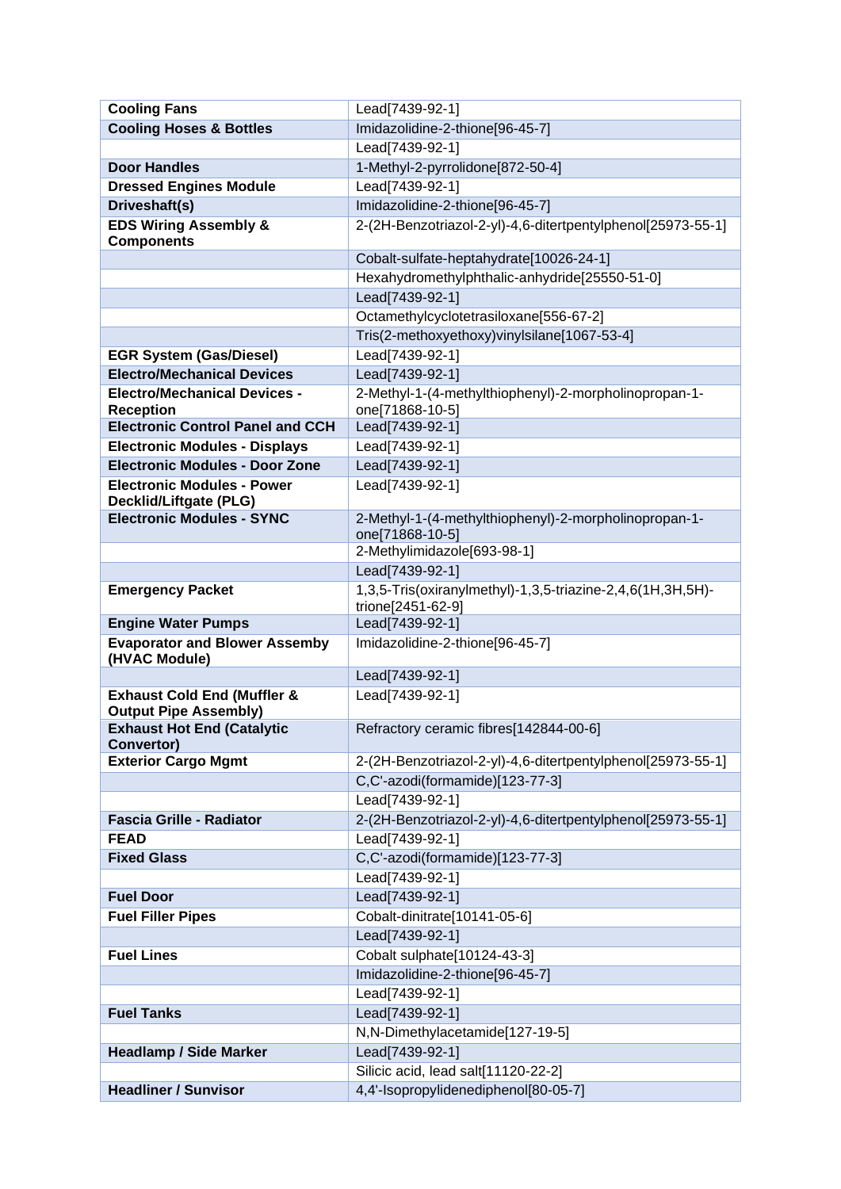| **Cooling Fans** | Lead[7439-92-1] |
|---|---|
| **Cooling Hoses & Bottles** | Imidazolidine-2-thione[96-45-7] |
| | Lead[7439-92-1] |
| **Door Handles** | 1-Methyl-2-pyrrolidone[872-50-4] |
| **Dressed Engines Module** | Lead[7439-92-1] |
| **Driveshaft(s)** | Imidazolidine-2-thione[96-45-7] |
| **EDS Wiring Assembly & Components** | 2-(2H-Benzotriazol-2-yl)-4,6-ditertpentylphenol[25973-55-1] |
| | Cobalt-sulfate-heptahydrate[10026-24-1] |
| | Hexahydromethylphthalic-anhydride[25550-51-0] |
| | Lead[7439-92-1] |
| | Octamethylcyclotetrasiloxane[556-67-2] |
| | Tris(2-methoxyethoxy)vinylsilane[1067-53-4] |
| **EGR System (Gas/Diesel)** | Lead[7439-92-1] |
| **Electro/Mechanical Devices** | Lead[7439-92-1] |
| **Electro/Mechanical Devices - Reception** | 2-Methyl-1-(4-methylthiophenyl)-2-morpholinopropan-1-one[71868-10-5] |
| **Electronic Control Panel and CCH** | Lead[7439-92-1] |
| **Electronic Modules - Displays** | Lead[7439-92-1] |
| **Electronic Modules - Door Zone** | Lead[7439-92-1] |
| **Electronic Modules - Power Decklid/Liftgate (PLG)** | Lead[7439-92-1] |
| **Electronic Modules - SYNC** | 2-Methyl-1-(4-methylthiophenyl)-2-morpholinopropan-1-one[71868-10-5] |
| | 2-Methylimidazole[693-98-1] |
| | Lead[7439-92-1] |
| **Emergency Packet** | 1,3,5-Tris(oxiranylmethyl)-1,3,5-triazine-2,4,6(1H,3H,5H)-trione[2451-62-9] |
| **Engine Water Pumps** | Lead[7439-92-1] |
| **Evaporator and Blower Assemby (HVAC Module)** | Imidazolidine-2-thione[96-45-7] |
| | Lead[7439-92-1] |
| **Exhaust Cold End (Muffler & Output Pipe Assembly)** | Lead[7439-92-1] |
| **Exhaust Hot End (Catalytic Convertor)** | Refractory ceramic fibres[142844-00-6] |
| **Exterior Cargo Mgmt** | 2-(2H-Benzotriazol-2-yl)-4,6-ditertpentylphenol[25973-55-1] |
| | C,C'-azodi(formamide)[123-77-3] |
| | Lead[7439-92-1] |
| **Fascia Grille - Radiator** | 2-(2H-Benzotriazol-2-yl)-4,6-ditertpentylphenol[25973-55-1] |
| **FEAD** | Lead[7439-92-1] |
| **Fixed Glass** | C,C'-azodi(formamide)[123-77-3] |
| | Lead[7439-92-1] |
| **Fuel Door** | Lead[7439-92-1] |
| **Fuel Filler Pipes** | Cobalt-dinitrate[10141-05-6] |
| | Lead[7439-92-1] |
| **Fuel Lines** | Cobalt sulphate[10124-43-3] |
| | Imidazolidine-2-thione[96-45-7] |
| | Lead[7439-92-1] |
| **Fuel Tanks** | Lead[7439-92-1] |
| | N,N-Dimethylacetamide[127-19-5] |
| **Headlamp / Side Marker** | Lead[7439-92-1] |
| | Silicic acid, lead salt[11120-22-2] |
| **Headliner / Sunvisor** | 4,4'-Isopropylidenediphenol[80-05-7] |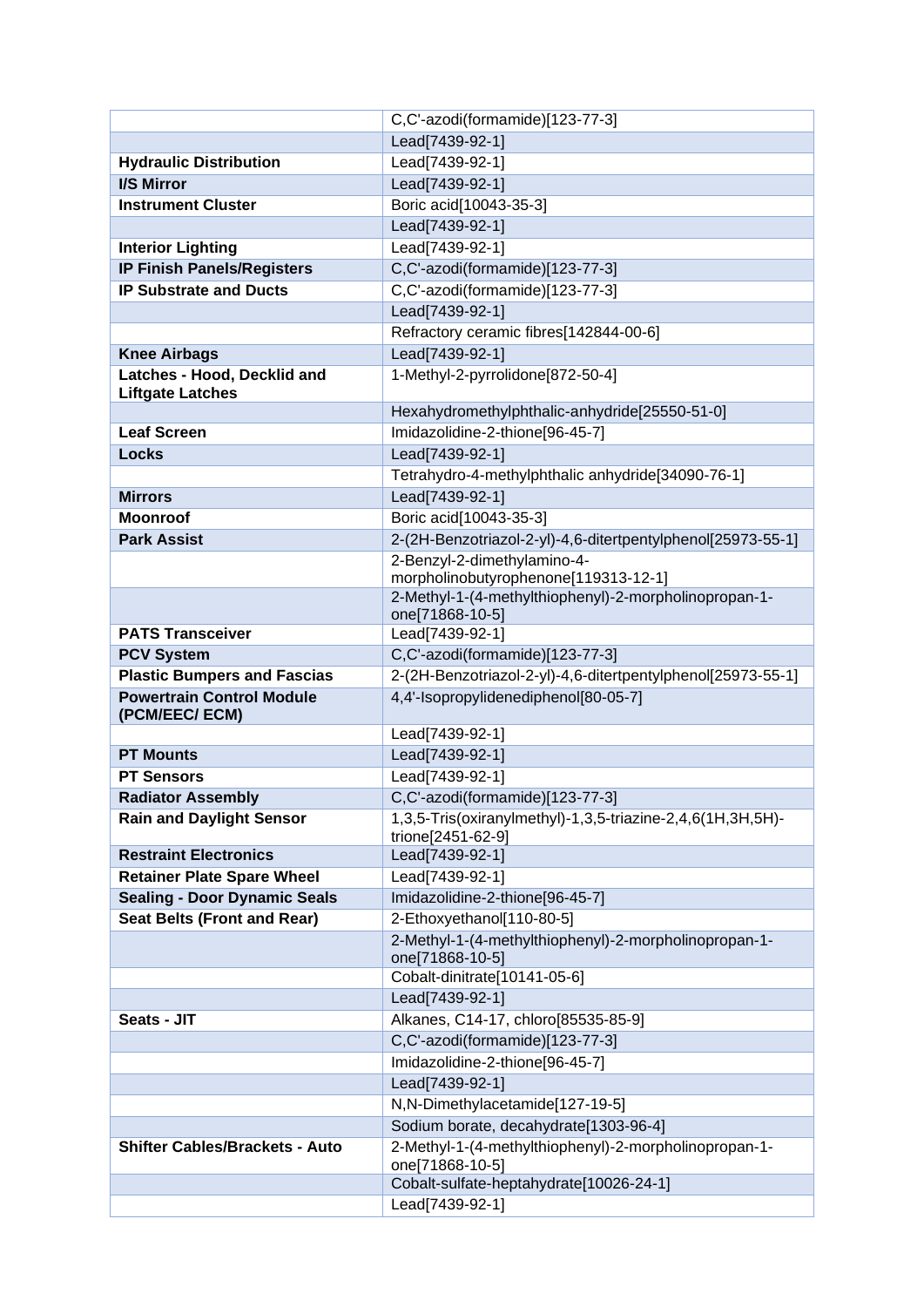| | |
|---|---|
| | C,C'-azodi(formamide)[123-77-3] |
| | Lead[7439-92-1] |
| **Hydraulic Distribution** | Lead[7439-92-1] |
| **I/S Mirror** | Lead[7439-92-1] |
| **Instrument Cluster** | Boric acid[10043-35-3] |
| | Lead[7439-92-1] |
| **Interior Lighting** | Lead[7439-92-1] |
| **IP Finish Panels/Registers** | C,C'-azodi(formamide)[123-77-3] |
| **IP Substrate and Ducts** | C,C'-azodi(formamide)[123-77-3] |
| | Lead[7439-92-1] |
| | Refractory ceramic fibres[142844-00-6] |
| **Knee Airbags** | Lead[7439-92-1] |
| **Latches - Hood, Decklid and Liftgate Latches** | 1-Methyl-2-pyrrolidone[872-50-4] |
| | Hexahydromethylphthalic-anhydride[25550-51-0] |
| **Leaf Screen** | Imidazolidine-2-thione[96-45-7] |
| **Locks** | Lead[7439-92-1] |
| | Tetrahydro-4-methylphthalic anhydride[34090-76-1] |
| **Mirrors** | Lead[7439-92-1] |
| **Moonroof** | Boric acid[10043-35-3] |
| **Park Assist** | 2-(2H-Benzotriazol-2-yl)-4,6-ditertpentylphenol[25973-55-1] |
| | 2-Benzyl-2-dimethylamino-4-morpholinobutyrophenone[119313-12-1] |
| | 2-Methyl-1-(4-methylthiophenyl)-2-morpholinopropan-1-one[71868-10-5] |
| **PATS Transceiver** | Lead[7439-92-1] |
| **PCV System** | C,C'-azodi(formamide)[123-77-3] |
| **Plastic Bumpers and Fascias** | 2-(2H-Benzotriazol-2-yl)-4,6-ditertpentylphenol[25973-55-1] |
| **Powertrain Control Module (PCM/EEC/ ECM)** | 4,4'-Isopropylidenediphenol[80-05-7] |
| | Lead[7439-92-1] |
| **PT Mounts** | Lead[7439-92-1] |
| **PT Sensors** | Lead[7439-92-1] |
| **Radiator Assembly** | C,C'-azodi(formamide)[123-77-3] |
| **Rain and Daylight Sensor** | 1,3,5-Tris(oxiranylmethyl)-1,3,5-triazine-2,4,6(1H,3H,5H)-trione[2451-62-9] |
| **Restraint Electronics** | Lead[7439-92-1] |
| **Retainer Plate Spare Wheel** | Lead[7439-92-1] |
| **Sealing - Door Dynamic Seals** | Imidazolidine-2-thione[96-45-7] |
| **Seat Belts (Front and Rear)** | 2-Ethoxyethanol[110-80-5] |
| | 2-Methyl-1-(4-methylthiophenyl)-2-morpholinopropan-1-one[71868-10-5] |
| | Cobalt-dinitrate[10141-05-6] |
| | Lead[7439-92-1] |
| **Seats - JIT** | Alkanes, C14-17, chloro[85535-85-9] |
| | C,C'-azodi(formamide)[123-77-3] |
| | Imidazolidine-2-thione[96-45-7] |
| | Lead[7439-92-1] |
| | N,N-Dimethylacetamide[127-19-5] |
| | Sodium borate, decahydrate[1303-96-4] |
| **Shifter Cables/Brackets - Auto** | 2-Methyl-1-(4-methylthiophenyl)-2-morpholinopropan-1-one[71868-10-5] |
| | Cobalt-sulfate-heptahydrate[10026-24-1] |
| | Lead[7439-92-1] |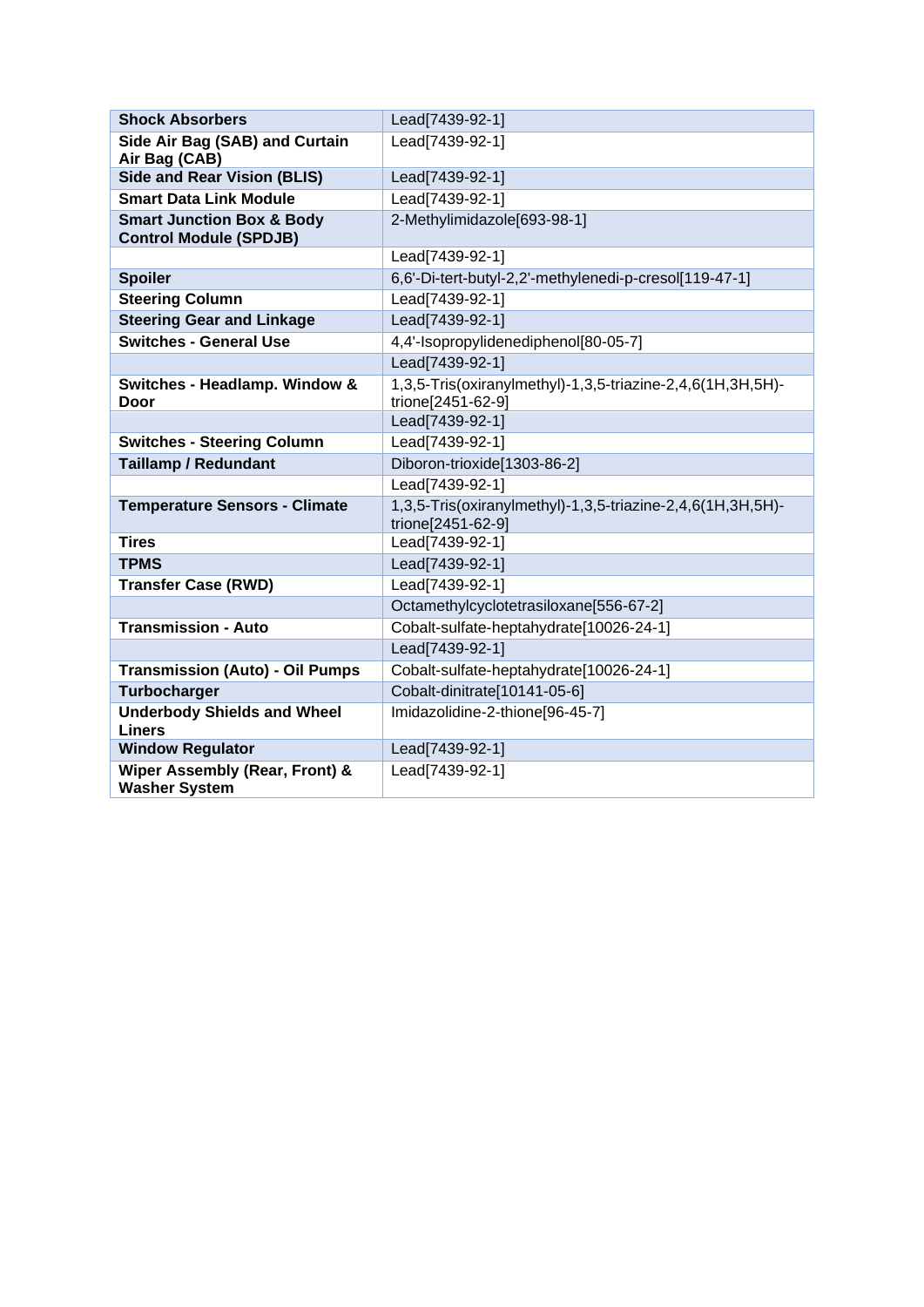| | |
|---|---|
| **Shock Absorbers** | Lead[7439-92-1] |
| **Side Air Bag (SAB) and Curtain Air Bag (CAB)** | Lead[7439-92-1] |
| **Side and Rear Vision (BLIS)** | Lead[7439-92-1] |
| **Smart Data Link Module** | Lead[7439-92-1] |
| **Smart Junction Box & Body Control Module (SPDJB)** | 2-Methylimidazole[693-98-1] |
| | Lead[7439-92-1] |
| **Spoiler** | 6,6'-Di-tert-butyl-2,2'-methylenedi-p-cresol[119-47-1] |
| **Steering Column** | Lead[7439-92-1] |
| **Steering Gear and Linkage** | Lead[7439-92-1] |
| **Switches - General Use** | 4,4'-Isopropylidenediphenol[80-05-7] |
| | Lead[7439-92-1] |
| **Switches - Headlamp. Window & Door** | 1,3,5-Tris(oxiranylmethyl)-1,3,5-triazine-2,4,6(1H,3H,5H)-trione[2451-62-9] |
| | Lead[7439-92-1] |
| **Switches - Steering Column** | Lead[7439-92-1] |
| **Taillamp / Redundant** | Diboron-trioxide[1303-86-2] |
| | Lead[7439-92-1] |
| **Temperature Sensors - Climate** | 1,3,5-Tris(oxiranylmethyl)-1,3,5-triazine-2,4,6(1H,3H,5H)-trione[2451-62-9] |
| **Tires** | Lead[7439-92-1] |
| **TPMS** | Lead[7439-92-1] |
| **Transfer Case (RWD)** | Lead[7439-92-1] |
| | Octamethylcyclotetrasiloxane[556-67-2] |
| **Transmission - Auto** | Cobalt-sulfate-heptahydrate[10026-24-1] |
| | Lead[7439-92-1] |
| **Transmission (Auto) - Oil Pumps** | Cobalt-sulfate-heptahydrate[10026-24-1] |
| **Turbocharger** | Cobalt-dinitrate[10141-05-6] |
| **Underbody Shields and Wheel Liners** | Imidazolidine-2-thione[96-45-7] |
| **Window Regulator** | Lead[7439-92-1] |
| **Wiper Assembly (Rear, Front) & Washer System** | Lead[7439-92-1] |